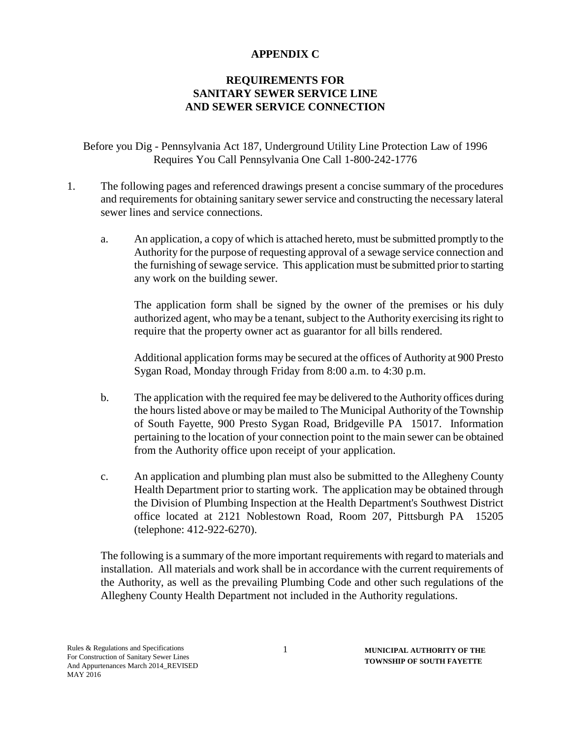# APPENDIX C

## REQUIREMENTS FOR SANITARY SEWER SERVICE LINE AND SEWER SERVICE CONNECTION

Before you Dig - Pennsylvania Act 187, Underground Utility Line Protection Law of 1996 Requires You Call Pennsylvania One Call 1-800-242-1776

1. The following pages and referenced drawings present a concise summary of the procedures and requirements for obtaining sanitary sewer service and constructing the necessary lateral sewer lines and service connections.

   a. An application, a copy of which is attached hereto, must be submitted promptly to the Authority for the purpose of requesting approval of a sewage service connection and the furnishing of sewage service. This application must be submitted prior to starting any work on the building sewer.

      The application form shall be signed by the owner of the premises or his duly authorized agent, who may be a tenant, subject to the Authority exercising its right to require that the property owner act as guarantor for all bills rendered.

      Additional application forms may be secured at the offices of Authority at 900 Presto Sygan Road, Monday through Friday from 8:00 a.m. to 4:30 p.m.

   b. The application with the required fee may be delivered to the Authority offices during the hours listed above or may be mailed to The Municipal Authority of the Township of South Fayette, 900 Presto Sygan Road, Bridgeville PA 15017. Information pertaining to the location of your connection point to the main sewer can be obtained from the Authority office upon receipt of your application.

   c. An application and plumbing plan must also be submitted to the Allegheny County Health Department prior to starting work. The application may be obtained through the Division of Plumbing Inspection at the Health Department's Southwest District office located at 2121 Noblestown Road, Room 207, Pittsburgh PA 15205 (telephone: 412-922-6270).

   The following is a summary of the more important requirements with regard to materials and installation. All materials and work shall be in accordance with the current requirements of the Authority, as well as the prevailing Plumbing Code and other such regulations of the Allegheny County Health Department not included in the Authority regulations.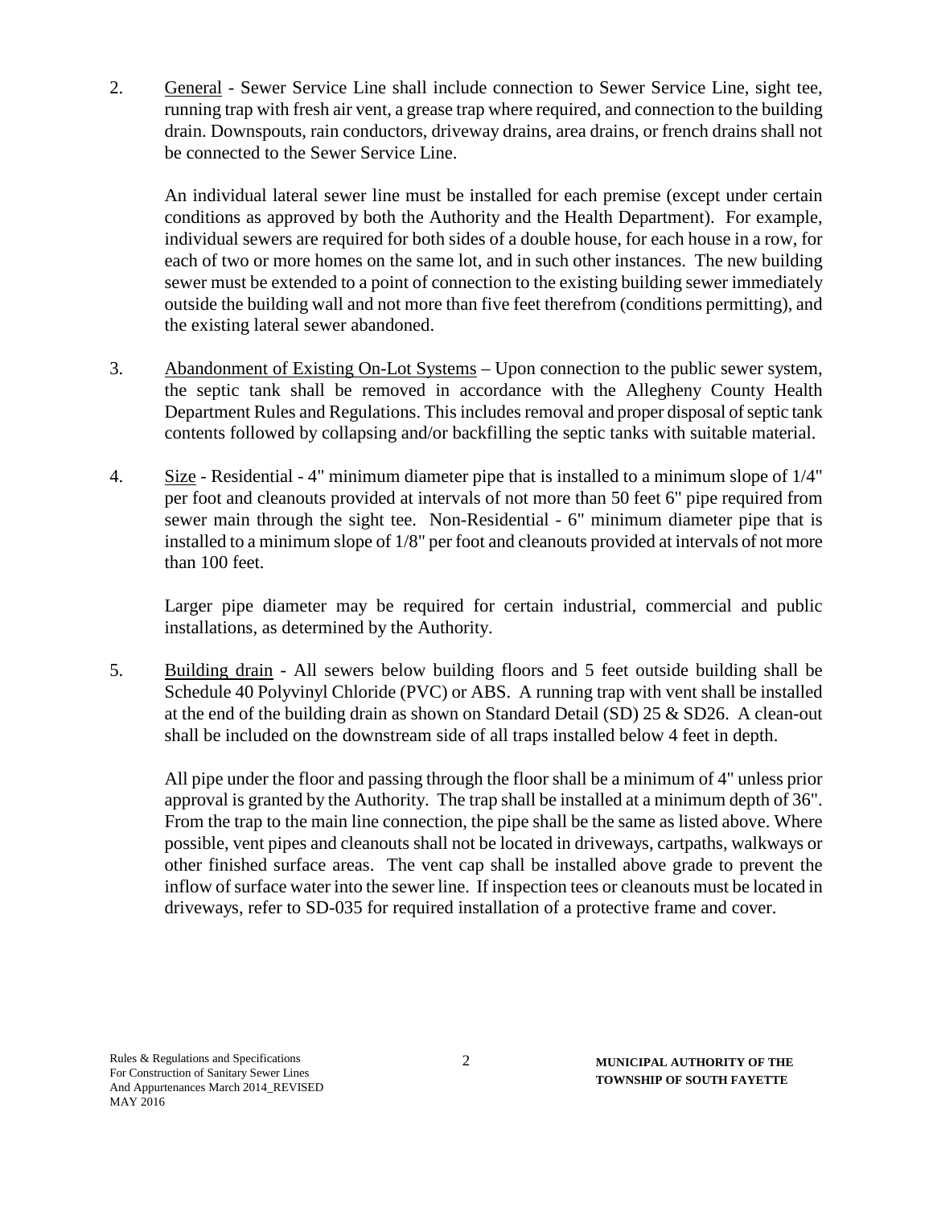2. General - Sewer Service Line shall include connection to Sewer Service Line, sight tee, running trap with fresh air vent, a grease trap where required, and connection to the building drain. Downspouts, rain conductors, driveway drains, area drains, or french drains shall not be connected to the Sewer Service Line.

   An individual lateral sewer line must be installed for each premise (except under certain conditions as approved by both the Authority and the Health Department). For example, individual sewers are required for both sides of a double house, for each house in a row, for each of two or more homes on the same lot, and in such other instances. The new building sewer must be extended to a point of connection to the existing building sewer immediately outside the building wall and not more than five feet therefrom (conditions permitting), and the existing lateral sewer abandoned.

3. Abandonment of Existing On-Lot Systems – Upon connection to the public sewer system, the septic tank shall be removed in accordance with the Allegheny County Health Department Rules and Regulations. This includes removal and proper disposal of septic tank contents followed by collapsing and/or backfilling the septic tanks with suitable material.

4. Size - Residential - 4" minimum diameter pipe that is installed to a minimum slope of 1/4" per foot and cleanouts provided at intervals of not more than 50 feet 6" pipe required from sewer main through the sight tee. Non-Residential - 6" minimum diameter pipe that is installed to a minimum slope of 1/8" per foot and cleanouts provided at intervals of not more than 100 feet.

   Larger pipe diameter may be required for certain industrial, commercial and public installations, as determined by the Authority.

5. Building drain - All sewers below building floors and 5 feet outside building shall be Schedule 40 Polyvinyl Chloride (PVC) or ABS. A running trap with vent shall be installed at the end of the building drain as shown on Standard Detail (SD) 25 & SD26. A clean-out shall be included on the downstream side of all traps installed below 4 feet in depth.

   All pipe under the floor and passing through the floor shall be a minimum of 4" unless prior approval is granted by the Authority. The trap shall be installed at a minimum depth of 36". From the trap to the main line connection, the pipe shall be the same as listed above. Where possible, vent pipes and cleanouts shall not be located in driveways, cartpaths, walkways or other finished surface areas. The vent cap shall be installed above grade to prevent the inflow of surface water into the sewer line. If inspection tees or cleanouts must be located in driveways, refer to SD-035 for required installation of a protective frame and cover.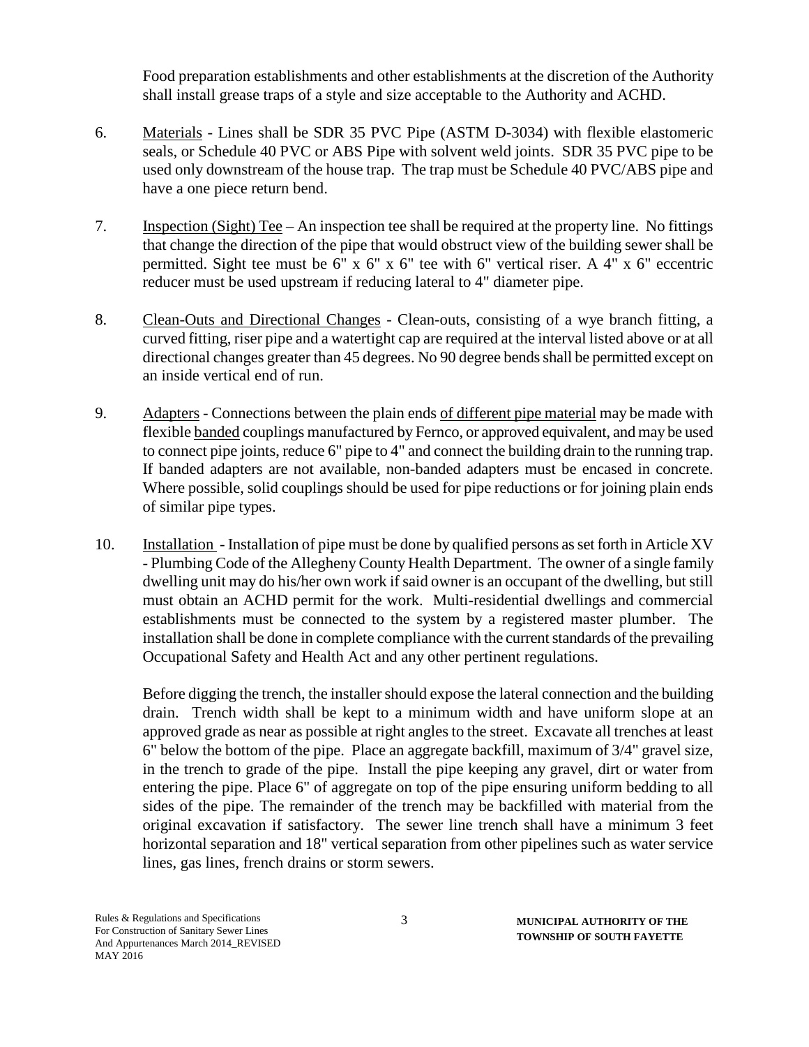Food preparation establishments and other establishments at the discretion of the Authority shall install grease traps of a style and size acceptable to the Authority and ACHD.

6. <u>Materials</u> - Lines shall be SDR 35 PVC Pipe (ASTM D-3034) with flexible elastomeric seals, or Schedule 40 PVC or ABS Pipe with solvent weld joints. SDR 35 PVC pipe to be used only downstream of the house trap. The trap must be Schedule 40 PVC/ABS pipe and have a one piece return bend.

7. <u>Inspection (Sight) Tee</u> – An inspection tee shall be required at the property line. No fittings that change the direction of the pipe that would obstruct view of the building sewer shall be permitted. Sight tee must be 6" x 6" x 6" tee with 6" vertical riser. A 4" x 6" eccentric reducer must be used upstream if reducing lateral to 4" diameter pipe.

8. <u>Clean-Outs and Directional Changes</u> - Clean-outs, consisting of a wye branch fitting, a curved fitting, riser pipe and a watertight cap are required at the interval listed above or at all directional changes greater than 45 degrees. No 90 degree bends shall be permitted except on an inside vertical end of run.

9. <u>Adapters</u> - Connections between the plain ends <u>of different pipe material</u> may be made with flexible <u>banded</u> couplings manufactured by Fernco, or approved equivalent, and may be used to connect pipe joints, reduce 6" pipe to 4" and connect the building drain to the running trap. If banded adapters are not available, non-banded adapters must be encased in concrete. Where possible, solid couplings should be used for pipe reductions or for joining plain ends of similar pipe types.

10. <u>Installation</u> - Installation of pipe must be done by qualified persons as set forth in Article XV - Plumbing Code of the Allegheny County Health Department. The owner of a single family dwelling unit may do his/her own work if said owner is an occupant of the dwelling, but still must obtain an ACHD permit for the work. Multi-residential dwellings and commercial establishments must be connected to the system by a registered master plumber. The installation shall be done in complete compliance with the current standards of the prevailing Occupational Safety and Health Act and any other pertinent regulations.

    Before digging the trench, the installer should expose the lateral connection and the building drain. Trench width shall be kept to a minimum width and have uniform slope at an approved grade as near as possible at right angles to the street. Excavate all trenches at least 6" below the bottom of the pipe. Place an aggregate backfill, maximum of 3/4" gravel size, in the trench to grade of the pipe. Install the pipe keeping any gravel, dirt or water from entering the pipe. Place 6" of aggregate on top of the pipe ensuring uniform bedding to all sides of the pipe. The remainder of the trench may be backfilled with material from the original excavation if satisfactory. The sewer line trench shall have a minimum 3 feet horizontal separation and 18" vertical separation from other pipelines such as water service lines, gas lines, french drains or storm sewers.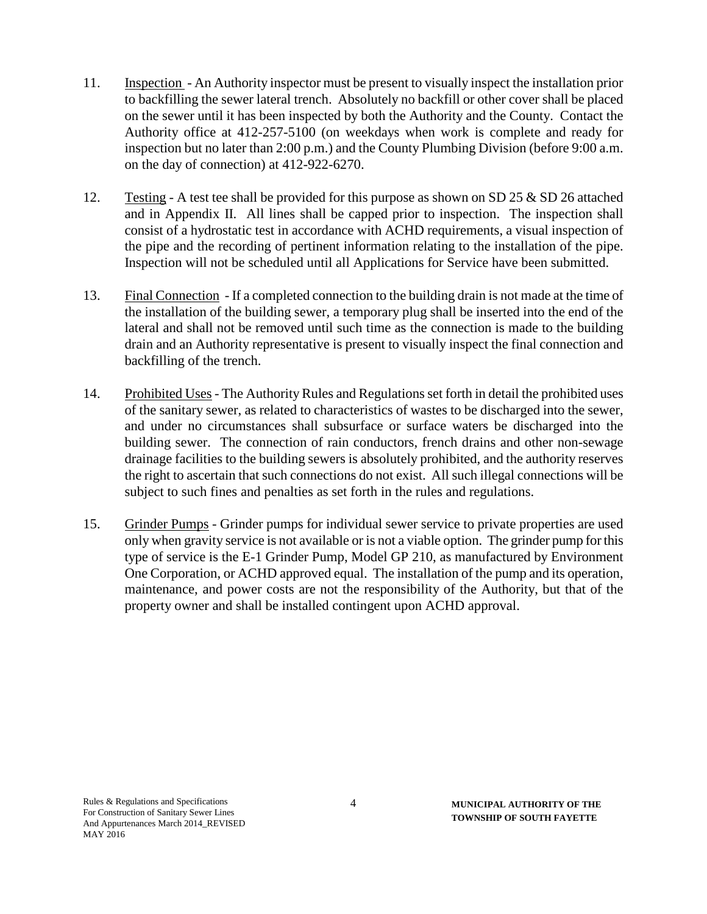11. Inspection - An Authority inspector must be present to visually inspect the installation prior to backfilling the sewer lateral trench. Absolutely no backfill or other cover shall be placed on the sewer until it has been inspected by both the Authority and the County. Contact the Authority office at 412-257-5100 (on weekdays when work is complete and ready for inspection but no later than 2:00 p.m.) and the County Plumbing Division (before 9:00 a.m. on the day of connection) at 412-922-6270.

12. Testing - A test tee shall be provided for this purpose as shown on SD 25 & SD 26 attached and in Appendix II. All lines shall be capped prior to inspection. The inspection shall consist of a hydrostatic test in accordance with ACHD requirements, a visual inspection of the pipe and the recording of pertinent information relating to the installation of the pipe. Inspection will not be scheduled until all Applications for Service have been submitted.

13. Final Connection - If a completed connection to the building drain is not made at the time of the installation of the building sewer, a temporary plug shall be inserted into the end of the lateral and shall not be removed until such time as the connection is made to the building drain and an Authority representative is present to visually inspect the final connection and backfilling of the trench.

14. Prohibited Uses - The Authority Rules and Regulations set forth in detail the prohibited uses of the sanitary sewer, as related to characteristics of wastes to be discharged into the sewer, and under no circumstances shall subsurface or surface waters be discharged into the building sewer. The connection of rain conductors, french drains and other non-sewage drainage facilities to the building sewers is absolutely prohibited, and the authority reserves the right to ascertain that such connections do not exist. All such illegal connections will be subject to such fines and penalties as set forth in the rules and regulations.

15. Grinder Pumps - Grinder pumps for individual sewer service to private properties are used only when gravity service is not available or is not a viable option. The grinder pump for this type of service is the E-1 Grinder Pump, Model GP 210, as manufactured by Environment One Corporation, or ACHD approved equal. The installation of the pump and its operation, maintenance, and power costs are not the responsibility of the Authority, but that of the property owner and shall be installed contingent upon ACHD approval.